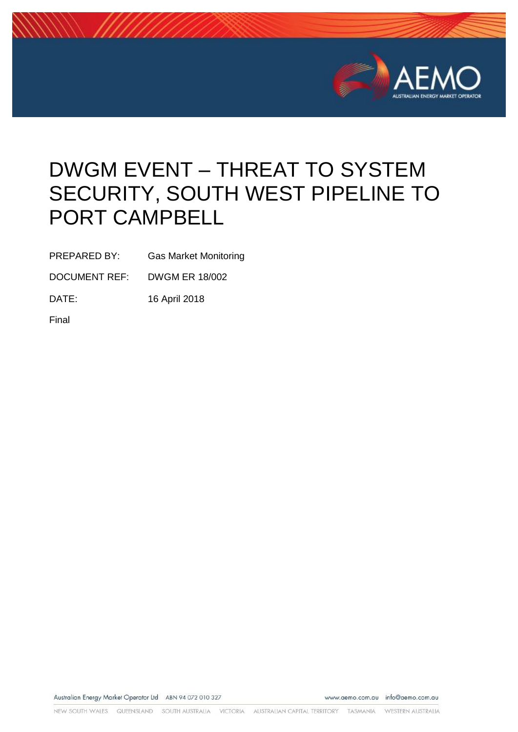# DWGM EVENT – THREAT TO SYSTEM SECURITY, SOUTH WEST PIPELINE TO PORT CAMPBELL

PREPARED BY: Gas Market Monitoring

DOCUMENT REF: DWGM ER 18/002

DATE: 16 April 2018

Final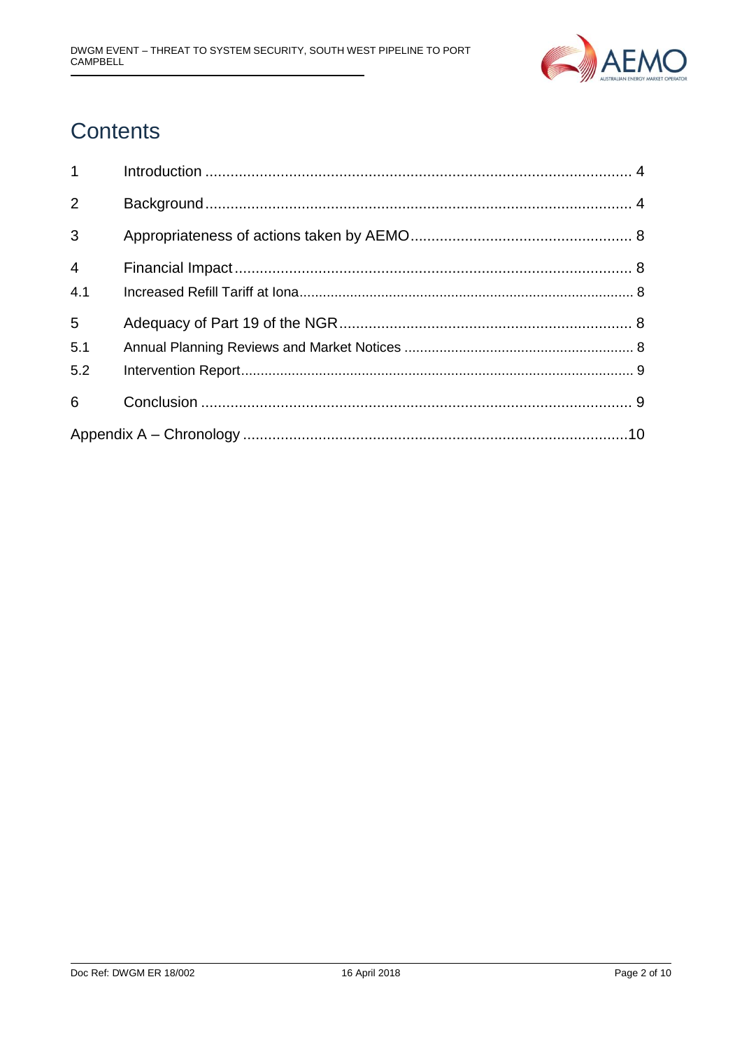# Contents

| | | |
|---|---|---|
| 1 | Introduction | 4 |
| 2 | Background | 4 |
| 3 | Appropriateness of actions taken by AEMO | 8 |
| 4 | Financial Impact | 8 |
| 4.1 | Increased Refill Tariff at Iona | 8 |
| 5 | Adequacy of Part 19 of the NGR | 8 |
| 5.1 | Annual Planning Reviews and Market Notices | 8 |
| 5.2 | Intervention Report | 9 |
| 6 | Conclusion | 9 |
| Appendix A – Chronology | | 10 |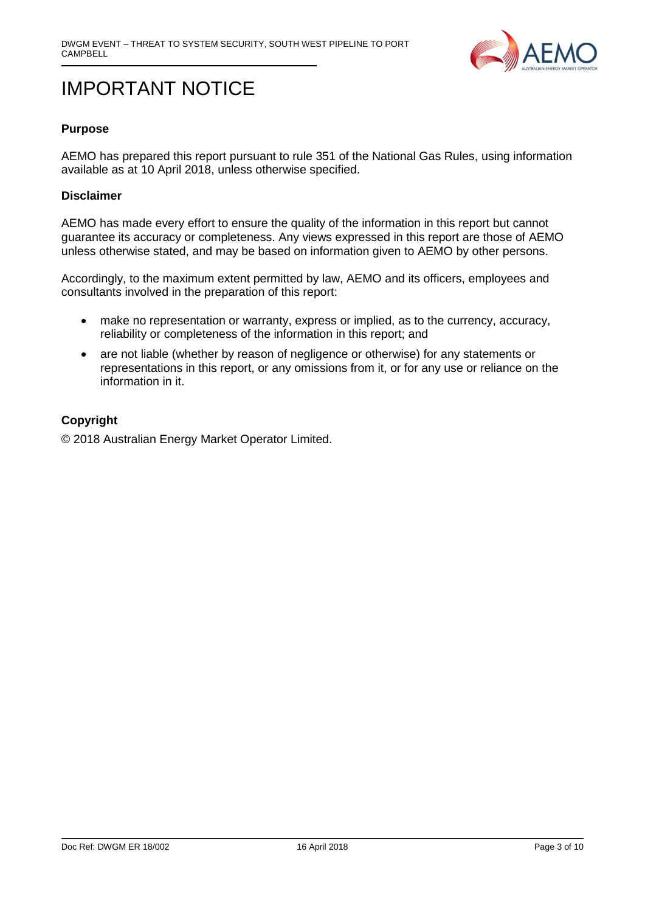# IMPORTANT NOTICE

**Purpose**

AEMO has prepared this report pursuant to rule 351 of the National Gas Rules, using information available as at 10 April 2018, unless otherwise specified.

**Disclaimer**

AEMO has made every effort to ensure the quality of the information in this report but cannot guarantee its accuracy or completeness. Any views expressed in this report are those of AEMO unless otherwise stated, and may be based on information given to AEMO by other persons.

Accordingly, to the maximum extent permitted by law, AEMO and its officers, employees and consultants involved in the preparation of this report:

- make no representation or warranty, express or implied, as to the currency, accuracy, reliability or completeness of the information in this report; and
- are not liable (whether by reason of negligence or otherwise) for any statements or representations in this report, or any omissions from it, or for any use or reliance on the information in it.

**Copyright**

© 2018 Australian Energy Market Operator Limited.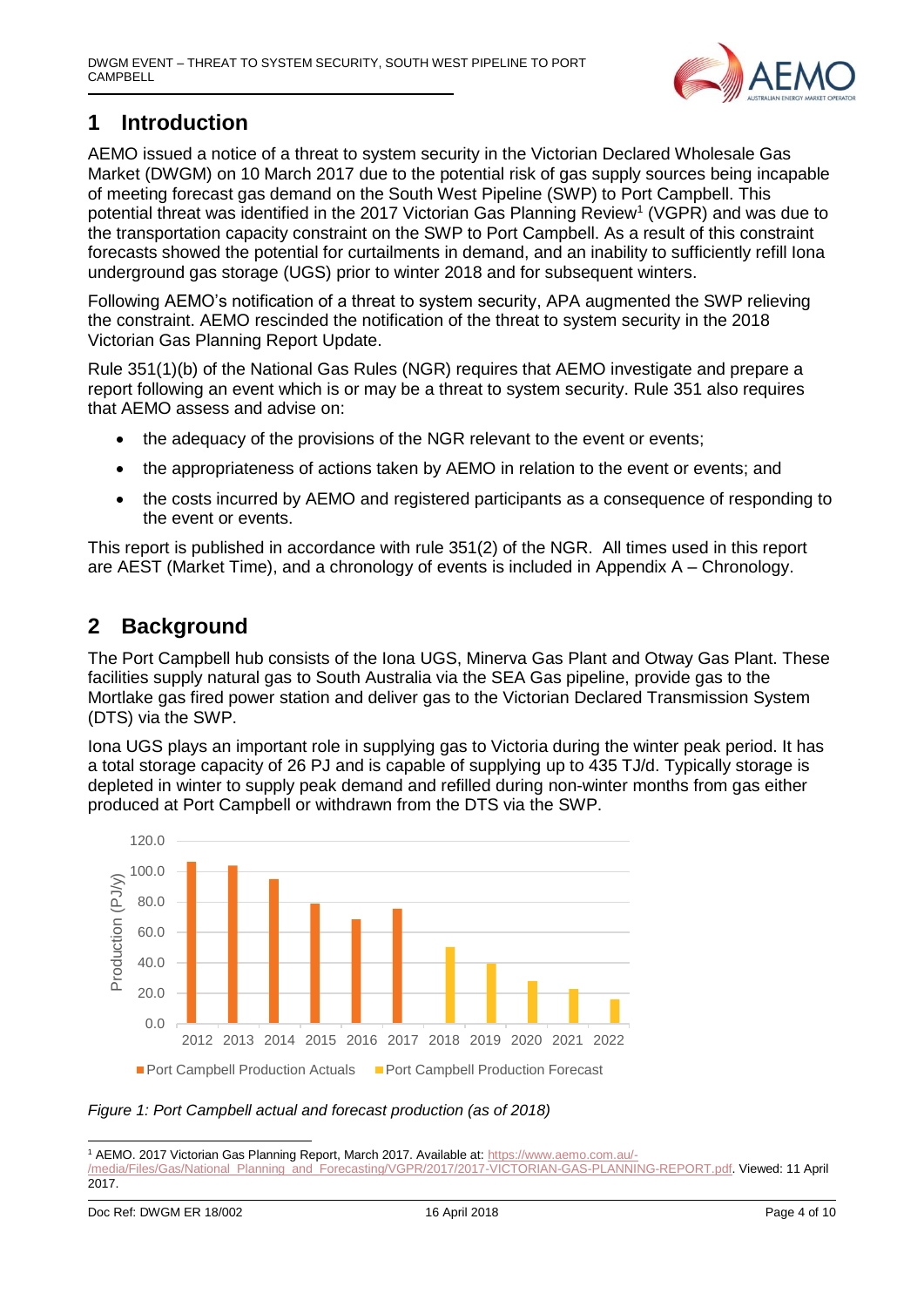# 1 Introduction

AEMO issued a notice of a threat to system security in the Victorian Declared Wholesale Gas Market (DWGM) on 10 March 2017 due to the potential risk of gas supply sources being incapable of meeting forecast gas demand on the South West Pipeline (SWP) to Port Campbell. This potential threat was identified in the 2017 Victorian Gas Planning Review[1] (VGPR) and was due to the transportation capacity constraint on the SWP to Port Campbell. As a result of this constraint forecasts showed the potential for curtailments in demand, and an inability to sufficiently refill Iona underground gas storage (UGS) prior to winter 2018 and for subsequent winters.

Following AEMO's notification of a threat to system security, APA augmented the SWP relieving the constraint. AEMO rescinded the notification of the threat to system security in the 2018 Victorian Gas Planning Report Update.

Rule 351(1)(b) of the National Gas Rules (NGR) requires that AEMO investigate and prepare a report following an event which is or may be a threat to system security. Rule 351 also requires that AEMO assess and advise on:

- the adequacy of the provisions of the NGR relevant to the event or events;
- the appropriateness of actions taken by AEMO in relation to the event or events; and
- the costs incurred by AEMO and registered participants as a consequence of responding to the event or events.

This report is published in accordance with rule 351(2) of the NGR. All times used in this report are AEST (Market Time), and a chronology of events is included in Appendix A – Chronology.

# 2 Background

The Port Campbell hub consists of the Iona UGS, Minerva Gas Plant and Otway Gas Plant. These facilities supply natural gas to South Australia via the SEA Gas pipeline, provide gas to the Mortlake gas fired power station and deliver gas to the Victorian Declared Transmission System (DTS) via the SWP.

Iona UGS plays an important role in supplying gas to Victoria during the winter peak period. It has a total storage capacity of 26 PJ and is capable of supplying up to 435 TJ/d. Typically storage is depleted in winter to supply peak demand and refilled during non-winter months from gas either produced at Port Campbell or withdrawn from the DTS via the SWP.

*Figure 1: Port Campbell actual and forecast production (as of 2018)*

[1] AEMO. 2017 Victorian Gas Planning Report, March 2017. Available at: https://www.aemo.com.au/-/media/Files/Gas/National_Planning_and_Forecasting/VGPR/2017/2017-VICTORIAN-GAS-PLANNING-REPORT.pdf. Viewed: 11 April 2017.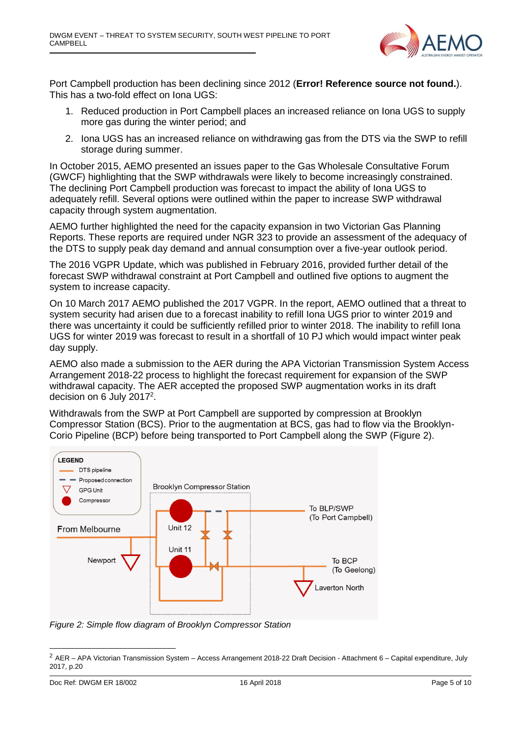Port Campbell production has been declining since 2012 (**Error! Reference source not found.**). This has a two-fold effect on Iona UGS:

1. Reduced production in Port Campbell places an increased reliance on Iona UGS to supply more gas during the winter period; and
2. Iona UGS has an increased reliance on withdrawing gas from the DTS via the SWP to refill storage during summer.

In October 2015, AEMO presented an issues paper to the Gas Wholesale Consultative Forum (GWCF) highlighting that the SWP withdrawals were likely to become increasingly constrained. The declining Port Campbell production was forecast to impact the ability of Iona UGS to adequately refill. Several options were outlined within the paper to increase SWP withdrawal capacity through system augmentation.

AEMO further highlighted the need for the capacity expansion in two Victorian Gas Planning Reports. These reports are required under NGR 323 to provide an assessment of the adequacy of the DTS to supply peak day demand and annual consumption over a five-year outlook period.

The 2016 VGPR Update, which was published in February 2016, provided further detail of the forecast SWP withdrawal constraint at Port Campbell and outlined five options to augment the system to increase capacity.

On 10 March 2017 AEMO published the 2017 VGPR. In the report, AEMO outlined that a threat to system security had arisen due to a forecast inability to refill Iona UGS prior to winter 2019 and there was uncertainty it could be sufficiently refilled prior to winter 2018. The inability to refill Iona UGS for winter 2019 was forecast to result in a shortfall of 10 PJ which would impact winter peak day supply.

AEMO also made a submission to the AER during the APA Victorian Transmission System Access Arrangement 2018-22 process to highlight the forecast requirement for expansion of the SWP withdrawal capacity. The AER accepted the proposed SWP augmentation works in its draft decision on 6 July 2017[2].

Withdrawals from the SWP at Port Campbell are supported by compression at Brooklyn Compressor Station (BCS). Prior to the augmentation at BCS, gas had to flow via the Brooklyn-Corio Pipeline (BCP) before being transported to Port Campbell along the SWP (Figure 2).

*Figure 2: Simple flow diagram of Brooklyn Compressor Station*

[2] AER – APA Victorian Transmission System – Access Arrangement 2018-22 Draft Decision - Attachment 6 – Capital expenditure, July 2017, p.20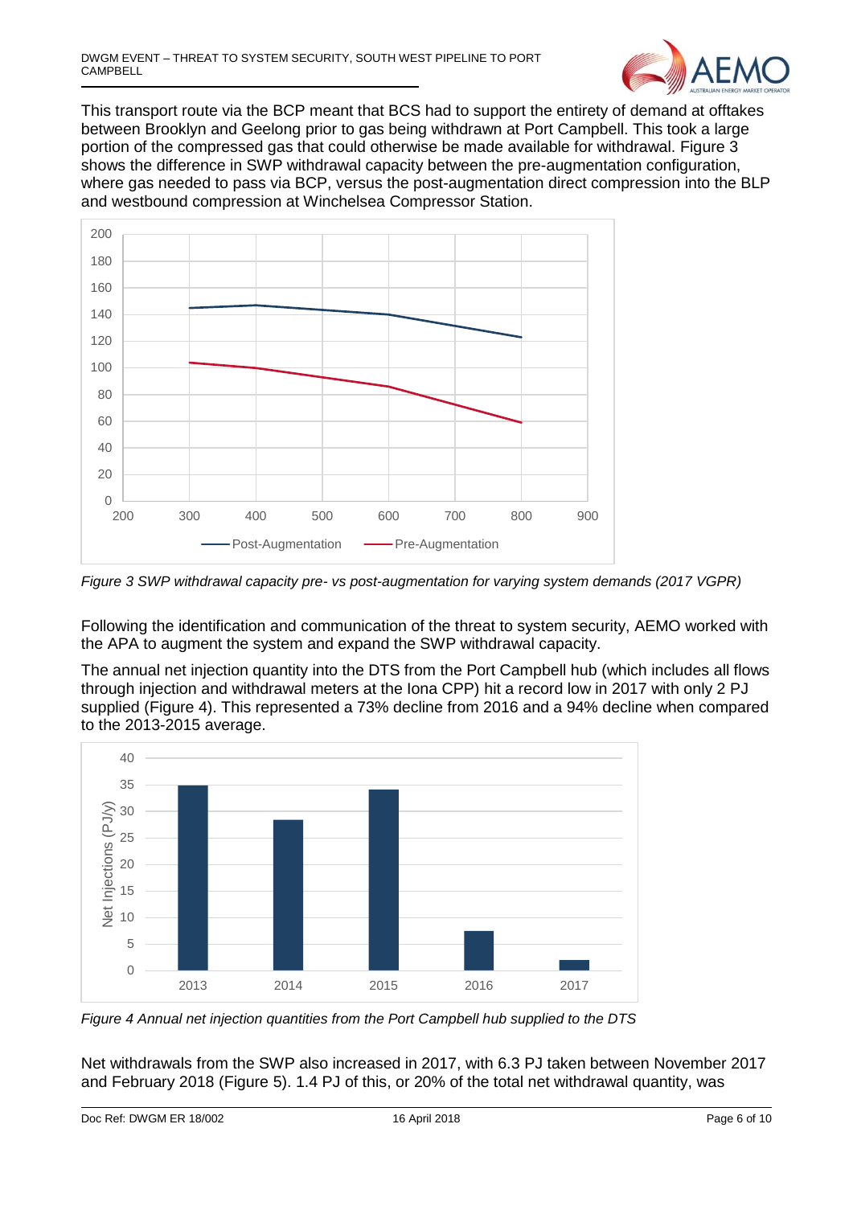This transport route via the BCP meant that BCS had to support the entirety of demand at offtakes between Brooklyn and Geelong prior to gas being withdrawn at Port Campbell. This took a large portion of the compressed gas that could otherwise be made available for withdrawal. Figure 3 shows the difference in SWP withdrawal capacity between the pre-augmentation configuration, where gas needed to pass via BCP, versus the post-augmentation direct compression into the BLP and westbound compression at Winchelsea Compressor Station.

*Figure 3 SWP withdrawal capacity pre- vs post-augmentation for varying system demands (2017 VGPR)*

Following the identification and communication of the threat to system security, AEMO worked with the APA to augment the system and expand the SWP withdrawal capacity.

The annual net injection quantity into the DTS from the Port Campbell hub (which includes all flows through injection and withdrawal meters at the Iona CPP) hit a record low in 2017 with only 2 PJ supplied (Figure 4). This represented a 73% decline from 2016 and a 94% decline when compared to the 2013-2015 average.

*Figure 4 Annual net injection quantities from the Port Campbell hub supplied to the DTS*

Net withdrawals from the SWP also increased in 2017, with 6.3 PJ taken between November 2017 and February 2018 (Figure 5). 1.4 PJ of this, or 20% of the total net withdrawal quantity, was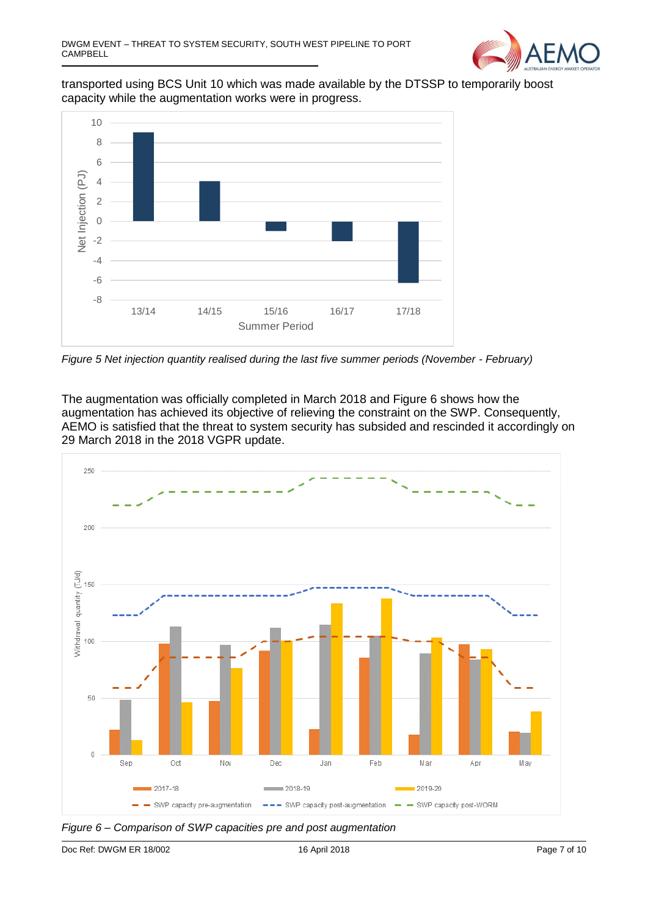transported using BCS Unit 10 which was made available by the DTSSP to temporarily boost capacity while the augmentation works were in progress.

*Figure 5 Net injection quantity realised during the last five summer periods (November - February)*

The augmentation was officially completed in March 2018 and Figure 6 shows how the augmentation has achieved its objective of relieving the constraint on the SWP. Consequently, AEMO is satisfied that the threat to system security has subsided and rescinded it accordingly on 29 March 2018 in the 2018 VGPR update.

*Figure 6 – Comparison of SWP capacities pre and post augmentation*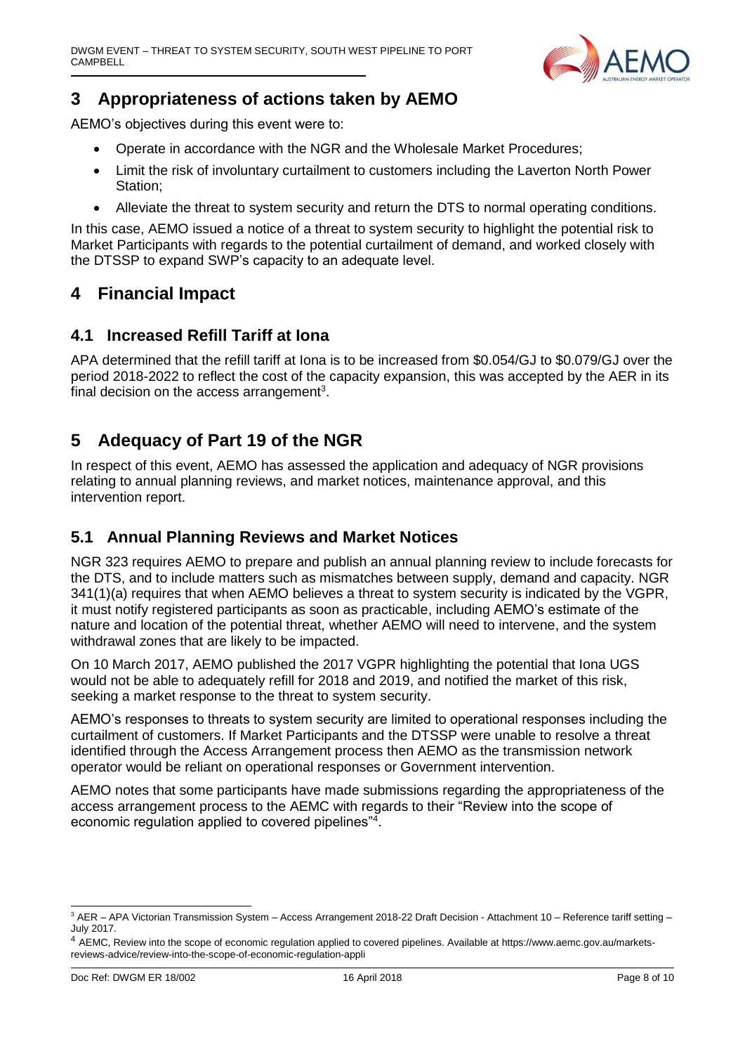## 3 Appropriateness of actions taken by AEMO

AEMO's objectives during this event were to:

- Operate in accordance with the NGR and the Wholesale Market Procedures;
- Limit the risk of involuntary curtailment to customers including the Laverton North Power Station;
- Alleviate the threat to system security and return the DTS to normal operating conditions.

In this case, AEMO issued a notice of a threat to system security to highlight the potential risk to Market Participants with regards to the potential curtailment of demand, and worked closely with the DTSSP to expand SWP's capacity to an adequate level.

## 4 Financial Impact

### 4.1 Increased Refill Tariff at Iona

APA determined that the refill tariff at Iona is to be increased from \$0.054/GJ to \$0.079/GJ over the period 2018-2022 to reflect the cost of the capacity expansion, this was accepted by the AER in its final decision on the access arrangement[3].

## 5 Adequacy of Part 19 of the NGR

In respect of this event, AEMO has assessed the application and adequacy of NGR provisions relating to annual planning reviews, and market notices, maintenance approval, and this intervention report.

### 5.1 Annual Planning Reviews and Market Notices

NGR 323 requires AEMO to prepare and publish an annual planning review to include forecasts for the DTS, and to include matters such as mismatches between supply, demand and capacity. NGR 341(1)(a) requires that when AEMO believes a threat to system security is indicated by the VGPR, it must notify registered participants as soon as practicable, including AEMO's estimate of the nature and location of the potential threat, whether AEMO will need to intervene, and the system withdrawal zones that are likely to be impacted.

On 10 March 2017, AEMO published the 2017 VGPR highlighting the potential that Iona UGS would not be able to adequately refill for 2018 and 2019, and notified the market of this risk, seeking a market response to the threat to system security.

AEMO's responses to threats to system security are limited to operational responses including the curtailment of customers. If Market Participants and the DTSSP were unable to resolve a threat identified through the Access Arrangement process then AEMO as the transmission network operator would be reliant on operational responses or Government intervention.

AEMO notes that some participants have made submissions regarding the appropriateness of the access arrangement process to the AEMC with regards to their "Review into the scope of economic regulation applied to covered pipelines"[4].

---

[3] AER – APA Victorian Transmission System – Access Arrangement 2018-22 Draft Decision - Attachment 10 – Reference tariff setting – July 2017.

[4] AEMC, Review into the scope of economic regulation applied to covered pipelines. Available at https://www.aemc.gov.au/markets-reviews-advice/review-into-the-scope-of-economic-regulation-appli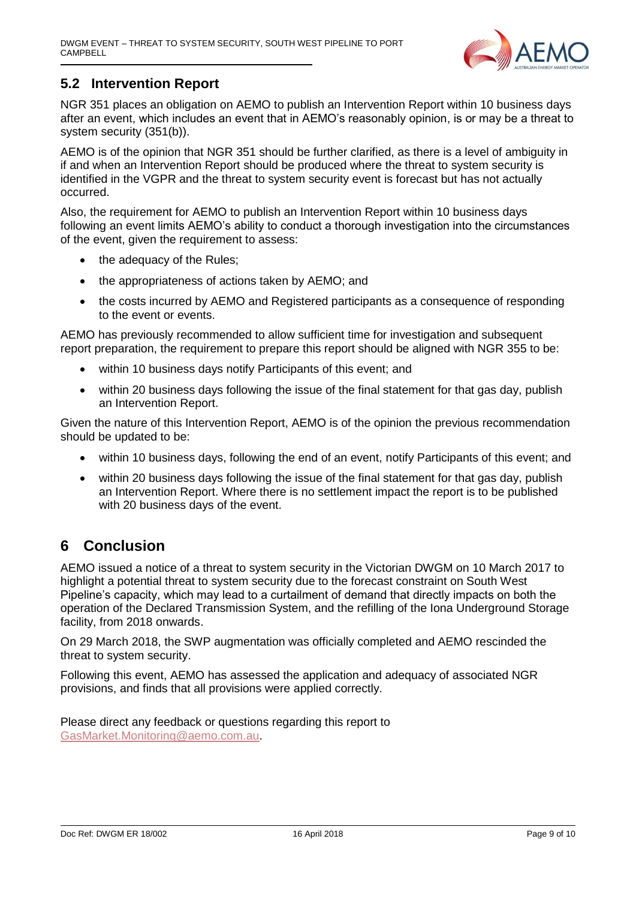## 5.2 Intervention Report

NGR 351 places an obligation on AEMO to publish an Intervention Report within 10 business days after an event, which includes an event that in AEMO's reasonably opinion, is or may be a threat to system security (351(b)).

AEMO is of the opinion that NGR 351 should be further clarified, as there is a level of ambiguity in if and when an Intervention Report should be produced where the threat to system security is identified in the VGPR and the threat to system security event is forecast but has not actually occurred.

Also, the requirement for AEMO to publish an Intervention Report within 10 business days following an event limits AEMO's ability to conduct a thorough investigation into the circumstances of the event, given the requirement to assess:

- the adequacy of the Rules;
- the appropriateness of actions taken by AEMO; and
- the costs incurred by AEMO and Registered participants as a consequence of responding to the event or events.

AEMO has previously recommended to allow sufficient time for investigation and subsequent report preparation, the requirement to prepare this report should be aligned with NGR 355 to be:

- within 10 business days notify Participants of this event; and
- within 20 business days following the issue of the final statement for that gas day, publish an Intervention Report.

Given the nature of this Intervention Report, AEMO is of the opinion the previous recommendation should be updated to be:

- within 10 business days, following the end of an event, notify Participants of this event; and
- within 20 business days following the issue of the final statement for that gas day, publish an Intervention Report. Where there is no settlement impact the report is to be published with 20 business days of the event.

# 6 Conclusion

AEMO issued a notice of a threat to system security in the Victorian DWGM on 10 March 2017 to highlight a potential threat to system security due to the forecast constraint on South West Pipeline's capacity, which may lead to a curtailment of demand that directly impacts on both the operation of the Declared Transmission System, and the refilling of the Iona Underground Storage facility, from 2018 onwards.

On 29 March 2018, the SWP augmentation was officially completed and AEMO rescinded the threat to system security.

Following this event, AEMO has assessed the application and adequacy of associated NGR provisions, and finds that all provisions were applied correctly.

Please direct any feedback or questions regarding this report to GasMarket.Monitoring@aemo.com.au.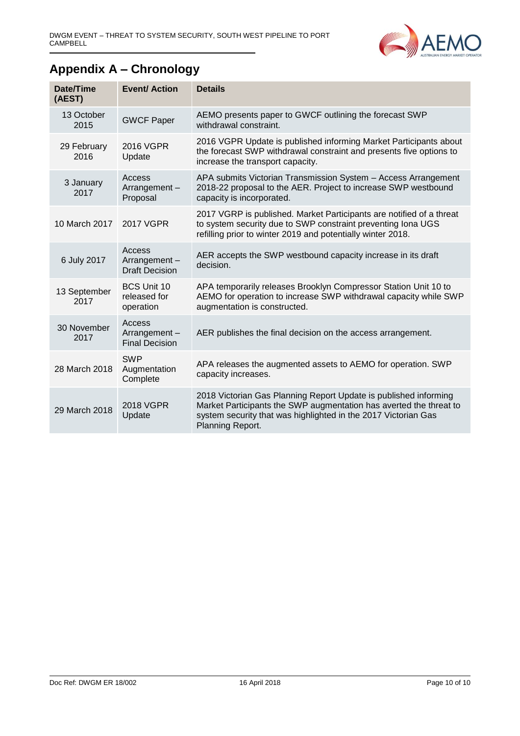# Appendix A – Chronology

| Date/Time (AEST) | Event/ Action | Details |
|---|---|---|
| 13 October 2015 | GWCF Paper | AEMO presents paper to GWCF outlining the forecast SWP withdrawal constraint. |
| 29 February 2016 | 2016 VGPR Update | 2016 VGPR Update is published informing Market Participants about the forecast SWP withdrawal constraint and presents five options to increase the transport capacity. |
| 3 January 2017 | Access Arrangement – Proposal | APA submits Victorian Transmission System – Access Arrangement 2018-22 proposal to the AER. Project to increase SWP westbound capacity is incorporated. |
| 10 March 2017 | 2017 VGPR | 2017 VGRP is published. Market Participants are notified of a threat to system security due to SWP constraint preventing Iona UGS refilling prior to winter 2019 and potentially winter 2018. |
| 6 July 2017 | Access Arrangement – Draft Decision | AER accepts the SWP westbound capacity increase in its draft decision. |
| 13 September 2017 | BCS Unit 10 released for operation | APA temporarily releases Brooklyn Compressor Station Unit 10 to AEMO for operation to increase SWP withdrawal capacity while SWP augmentation is constructed. |
| 30 November 2017 | Access Arrangement – Final Decision | AER publishes the final decision on the access arrangement. |
| 28 March 2018 | SWP Augmentation Complete | APA releases the augmented assets to AEMO for operation. SWP capacity increases. |
| 29 March 2018 | 2018 VGPR Update | 2018 Victorian Gas Planning Report Update is published informing Market Participants the SWP augmentation has averted the threat to system security that was highlighted in the 2017 Victorian Gas Planning Report. |